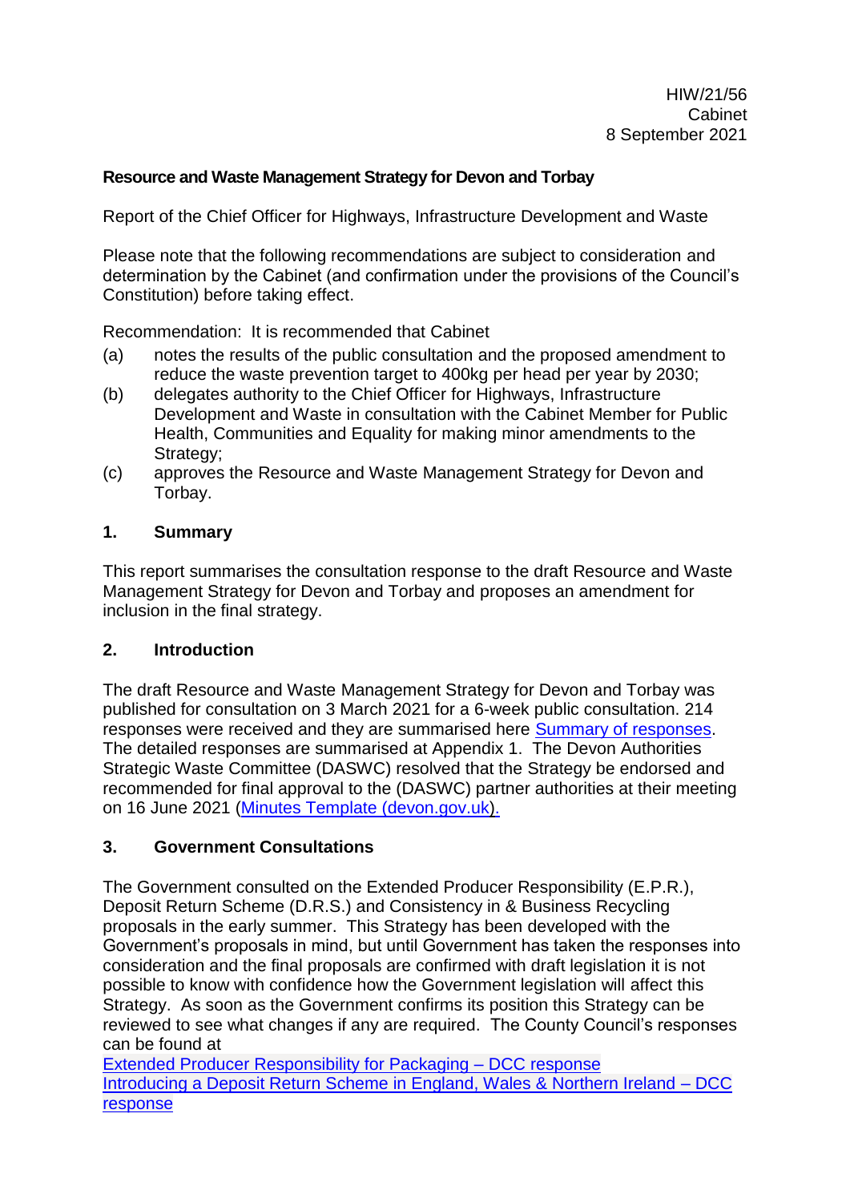HIW/21/56
Cabinet
8 September 2021

**Resource and Waste Management Strategy for Devon and Torbay**

Report of the Chief Officer for Highways, Infrastructure Development and Waste

Please note that the following recommendations are subject to consideration and determination by the Cabinet (and confirmation under the provisions of the Council's Constitution) before taking effect.

Recommendation: It is recommended that Cabinet

(a) notes the results of the public consultation and the proposed amendment to reduce the waste prevention target to 400kg per head per year by 2030;
(b) delegates authority to the Chief Officer for Highways, Infrastructure Development and Waste in consultation with the Cabinet Member for Public Health, Communities and Equality for making minor amendments to the Strategy;
(c) approves the Resource and Waste Management Strategy for Devon and Torbay.

## 1. Summary

This report summarises the consultation response to the draft Resource and Waste Management Strategy for Devon and Torbay and proposes an amendment for inclusion in the final strategy.

## 2. Introduction

The draft Resource and Waste Management Strategy for Devon and Torbay was published for consultation on 3 March 2021 for a 6-week public consultation. 214 responses were received and they are summarised here Summary of responses. The detailed responses are summarised at Appendix 1. The Devon Authorities Strategic Waste Committee (DASWC) resolved that the Strategy be endorsed and recommended for final approval to the (DASWC) partner authorities at their meeting on 16 June 2021 (Minutes Template (devon.gov.uk).

## 3. Government Consultations

The Government consulted on the Extended Producer Responsibility (E.P.R.), Deposit Return Scheme (D.R.S.) and Consistency in & Business Recycling proposals in the early summer. This Strategy has been developed with the Government's proposals in mind, but until Government has taken the responses into consideration and the final proposals are confirmed with draft legislation it is not possible to know with confidence how the Government legislation will affect this Strategy. As soon as the Government confirms its position this Strategy can be reviewed to see what changes if any are required. The County Council's responses can be found at
Extended Producer Responsibility for Packaging – DCC response
Introducing a Deposit Return Scheme in England, Wales & Northern Ireland – DCC response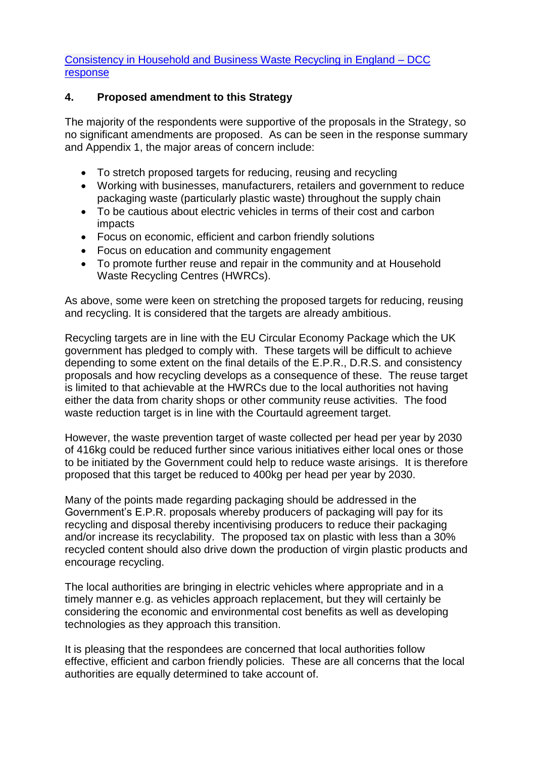[Consistency in Household and Business Waste Recycling in England – DCC response]

## 4. Proposed amendment to this Strategy

The majority of the respondents were supportive of the proposals in the Strategy, so no significant amendments are proposed. As can be seen in the response summary and Appendix 1, the major areas of concern include:

- To stretch proposed targets for reducing, reusing and recycling
- Working with businesses, manufacturers, retailers and government to reduce packaging waste (particularly plastic waste) throughout the supply chain
- To be cautious about electric vehicles in terms of their cost and carbon impacts
- Focus on economic, efficient and carbon friendly solutions
- Focus on education and community engagement
- To promote further reuse and repair in the community and at Household Waste Recycling Centres (HWRCs).

As above, some were keen on stretching the proposed targets for reducing, reusing and recycling. It is considered that the targets are already ambitious.

Recycling targets are in line with the EU Circular Economy Package which the UK government has pledged to comply with. These targets will be difficult to achieve depending to some extent on the final details of the E.P.R., D.R.S. and consistency proposals and how recycling develops as a consequence of these. The reuse target is limited to that achievable at the HWRCs due to the local authorities not having either the data from charity shops or other community reuse activities. The food waste reduction target is in line with the Courtauld agreement target.

However, the waste prevention target of waste collected per head per year by 2030 of 416kg could be reduced further since various initiatives either local ones or those to be initiated by the Government could help to reduce waste arisings. It is therefore proposed that this target be reduced to 400kg per head per year by 2030.

Many of the points made regarding packaging should be addressed in the Government's E.P.R. proposals whereby producers of packaging will pay for its recycling and disposal thereby incentivising producers to reduce their packaging and/or increase its recyclability. The proposed tax on plastic with less than a 30% recycled content should also drive down the production of virgin plastic products and encourage recycling.

The local authorities are bringing in electric vehicles where appropriate and in a timely manner e.g. as vehicles approach replacement, but they will certainly be considering the economic and environmental cost benefits as well as developing technologies as they approach this transition.

It is pleasing that the respondees are concerned that local authorities follow effective, efficient and carbon friendly policies. These are all concerns that the local authorities are equally determined to take account of.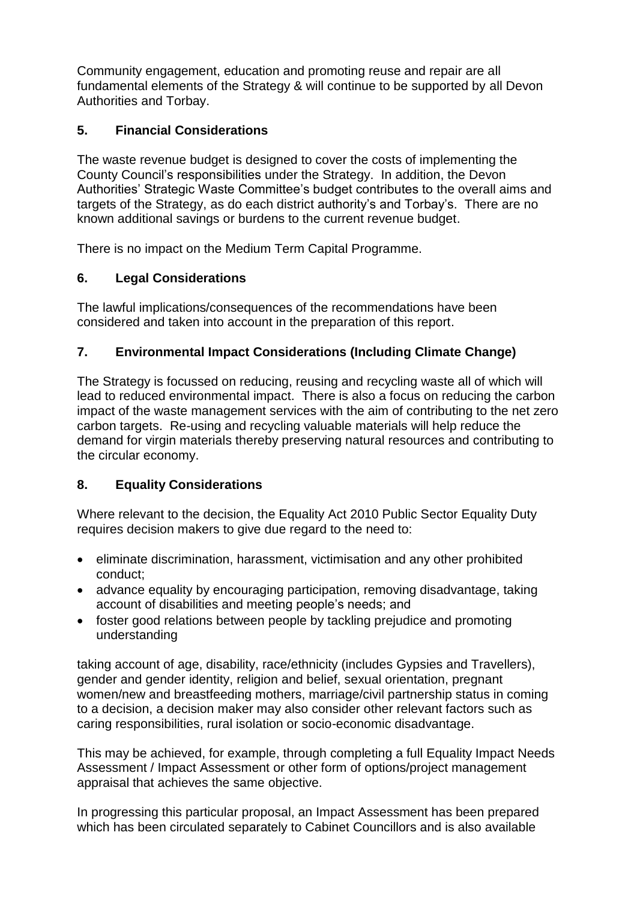Community engagement, education and promoting reuse and repair are all fundamental elements of the Strategy & will continue to be supported by all Devon Authorities and Torbay.

## 5. Financial Considerations

The waste revenue budget is designed to cover the costs of implementing the County Council's responsibilities under the Strategy. In addition, the Devon Authorities' Strategic Waste Committee's budget contributes to the overall aims and targets of the Strategy, as do each district authority's and Torbay's. There are no known additional savings or burdens to the current revenue budget.

There is no impact on the Medium Term Capital Programme.

## 6. Legal Considerations

The lawful implications/consequences of the recommendations have been considered and taken into account in the preparation of this report.

## 7. Environmental Impact Considerations (Including Climate Change)

The Strategy is focussed on reducing, reusing and recycling waste all of which will lead to reduced environmental impact. There is also a focus on reducing the carbon impact of the waste management services with the aim of contributing to the net zero carbon targets. Re-using and recycling valuable materials will help reduce the demand for virgin materials thereby preserving natural resources and contributing to the circular economy.

## 8. Equality Considerations

Where relevant to the decision, the Equality Act 2010 Public Sector Equality Duty requires decision makers to give due regard to the need to:

- eliminate discrimination, harassment, victimisation and any other prohibited conduct;
- advance equality by encouraging participation, removing disadvantage, taking account of disabilities and meeting people's needs; and
- foster good relations between people by tackling prejudice and promoting understanding

taking account of age, disability, race/ethnicity (includes Gypsies and Travellers), gender and gender identity, religion and belief, sexual orientation, pregnant women/new and breastfeeding mothers, marriage/civil partnership status in coming to a decision, a decision maker may also consider other relevant factors such as caring responsibilities, rural isolation or socio-economic disadvantage.

This may be achieved, for example, through completing a full Equality Impact Needs Assessment / Impact Assessment or other form of options/project management appraisal that achieves the same objective.

In progressing this particular proposal, an Impact Assessment has been prepared which has been circulated separately to Cabinet Councillors and is also available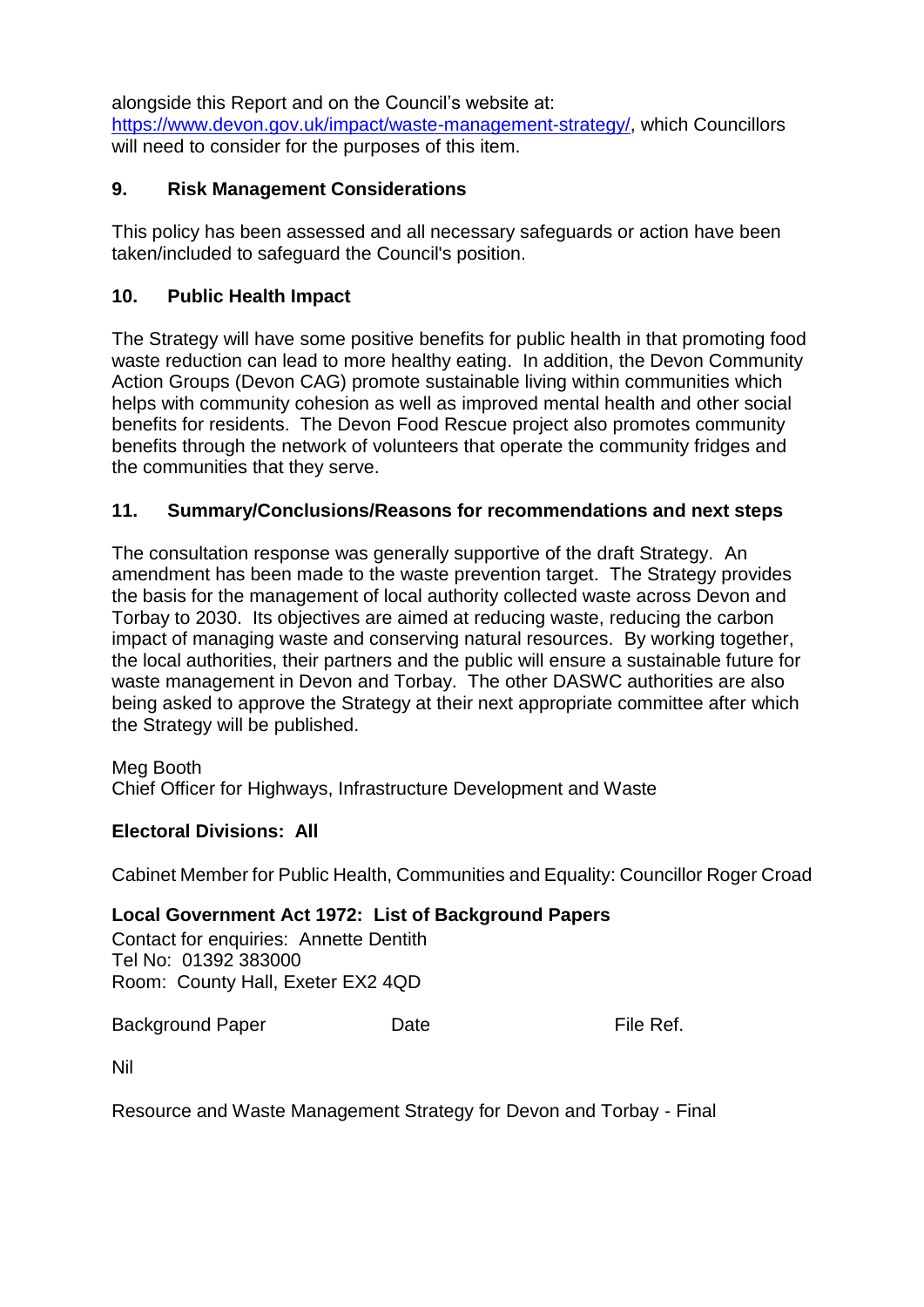alongside this Report and on the Council's website at: https://www.devon.gov.uk/impact/waste-management-strategy/, which Councillors will need to consider for the purposes of this item.

## 9. Risk Management Considerations

This policy has been assessed and all necessary safeguards or action have been taken/included to safeguard the Council's position.

## 10. Public Health Impact

The Strategy will have some positive benefits for public health in that promoting food waste reduction can lead to more healthy eating. In addition, the Devon Community Action Groups (Devon CAG) promote sustainable living within communities which helps with community cohesion as well as improved mental health and other social benefits for residents. The Devon Food Rescue project also promotes community benefits through the network of volunteers that operate the community fridges and the communities that they serve.

## 11. Summary/Conclusions/Reasons for recommendations and next steps

The consultation response was generally supportive of the draft Strategy. An amendment has been made to the waste prevention target. The Strategy provides the basis for the management of local authority collected waste across Devon and Torbay to 2030. Its objectives are aimed at reducing waste, reducing the carbon impact of managing waste and conserving natural resources. By working together, the local authorities, their partners and the public will ensure a sustainable future for waste management in Devon and Torbay. The other DASWC authorities are also being asked to approve the Strategy at their next appropriate committee after which the Strategy will be published.

Meg Booth
Chief Officer for Highways, Infrastructure Development and Waste

**Electoral Divisions: All**

Cabinet Member for Public Health, Communities and Equality: Councillor Roger Croad

**Local Government Act 1972: List of Background Papers**

Contact for enquiries: Annette Dentith
Tel No: 01392 383000
Room: County Hall, Exeter EX2 4QD

| Background Paper | Date | File Ref. |
|---|---|---|
| Nil | | |

Resource and Waste Management Strategy for Devon and Torbay - Final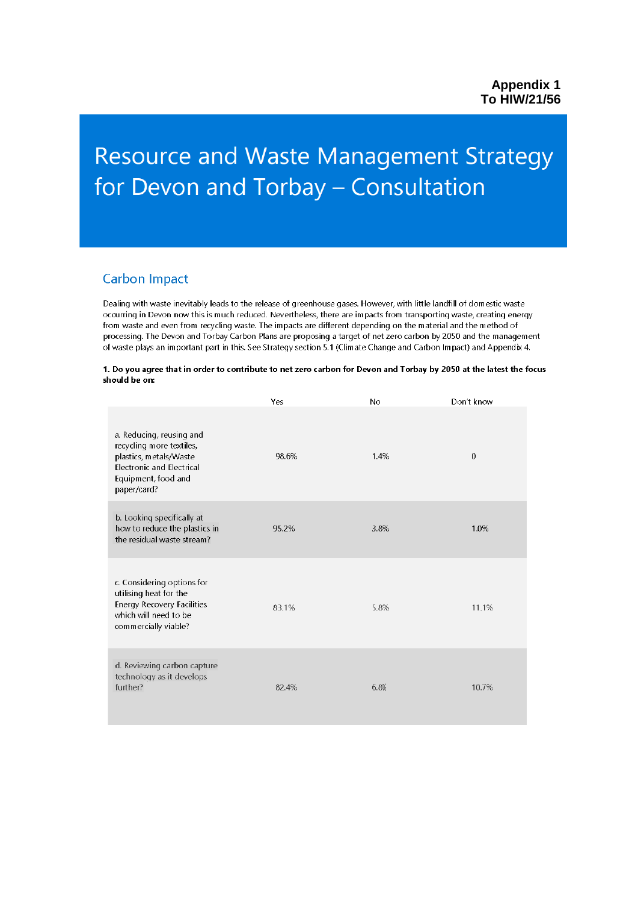Appendix 1
To HIW/21/56

# Resource and Waste Management Strategy for Devon and Torbay – Consultation

## Carbon Impact

Dealing with waste inevitably leads to the release of greenhouse gases. However, with little landfill of domestic waste occurring in Devon now this is much reduced. Nevertheless, there are impacts from transporting waste, creating energy from waste and even from recycling waste. The impacts are different depending on the material and the method of processing. The Devon and Torbay Carbon Plans are proposing a target of net zero carbon by 2050 and the management of waste plays an important part in this. See Strategy section 5.1 (Climate Change and Carbon Impact) and Appendix 4.

**1. Do you agree that in order to contribute to net zero carbon for Devon and Torbay by 2050 at the latest the focus should be on:**

| | Yes | No | Don't know |
|---|---|---|---|
| a. Reducing, reusing and recycling more textiles, plastics, metals/Waste Electronic and Electrical Equipment, food and paper/card? | 98.6% | 1.4% | 0 |
| b. Looking specifically at how to reduce the plastics in the residual waste stream? | 95.2% | 3.8% | 1.0% |
| c. Considering options for utilising heat for the Energy Recovery Facilities which will need to be commercially viable? | 83.1% | 5.8% | 11.1% |
| d. Reviewing carbon capture technology as it develops further? | 82.4% | 6.8% | 10.7% |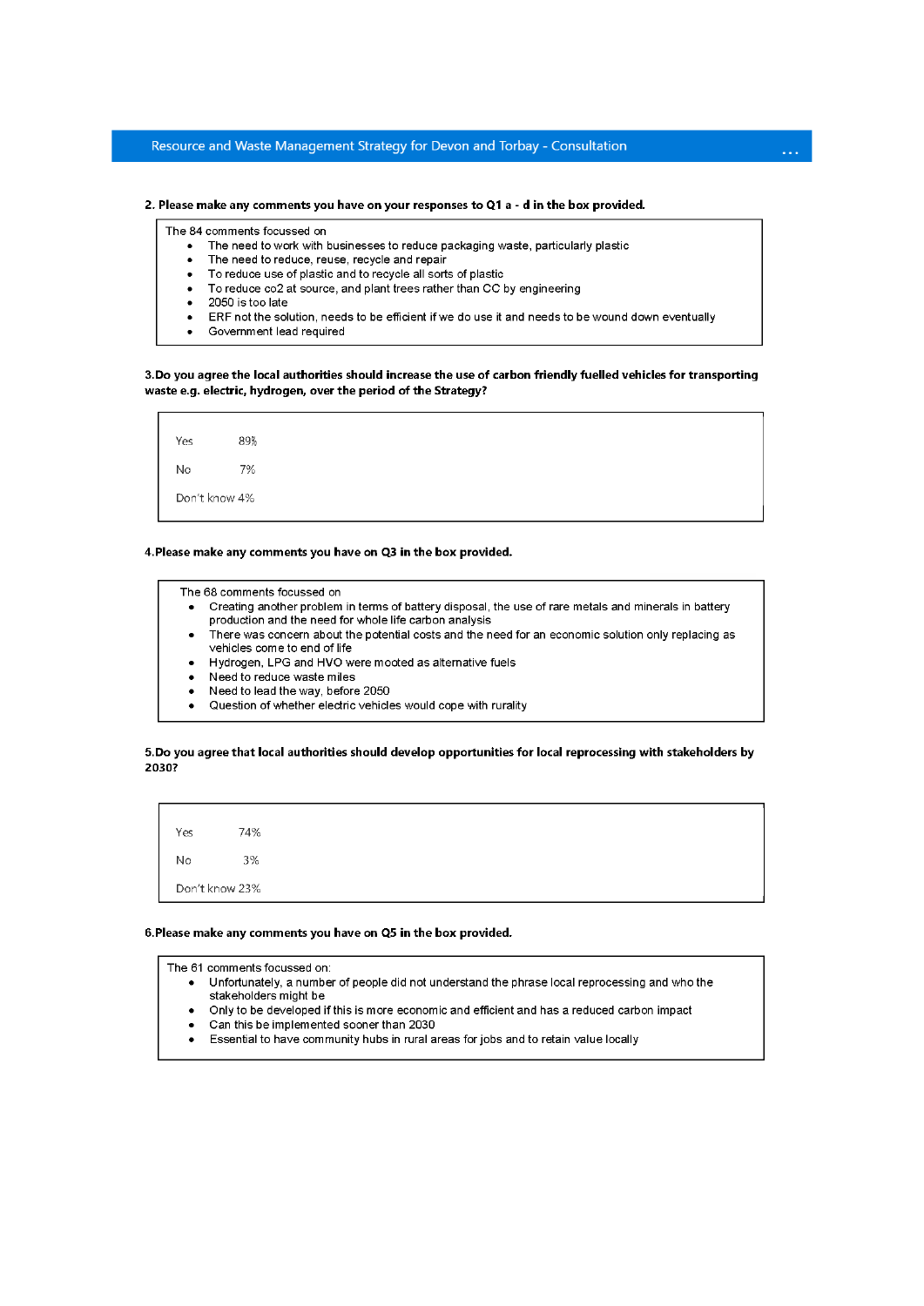**2. Please make any comments you have on your responses to Q1 a - d in the box provided.**

The 84 comments focussed on

- The need to work with businesses to reduce packaging waste, particularly plastic
- The need to reduce, reuse, recycle and repair
- To reduce use of plastic and to recycle all sorts of plastic
- To reduce co2 at source, and plant trees rather than CC by engineering
- 2050 is too late
- ERF not the solution, needs to be efficient if we do use it and needs to be wound down eventually
- Government lead required

**3.Do you agree the local authorities should increase the use of carbon friendly fuelled vehicles for transporting waste e.g. electric, hydrogen, over the period of the Strategy?**

| | |
|---|---|
| Yes | 89% |
| No | 7% |
| Don't know | 4% |

**4.Please make any comments you have on Q3 in the box provided.**

The 68 comments focussed on

- Creating another problem in terms of battery disposal, the use of rare metals and minerals in battery production and the need for whole life carbon analysis
- There was concern about the potential costs and the need for an economic solution only replacing as vehicles come to end of life
- Hydrogen, LPG and HVO were mooted as alternative fuels
- Need to reduce waste miles
- Need to lead the way, before 2050
- Question of whether electric vehicles would cope with rurality

**5.Do you agree that local authorities should develop opportunities for local reprocessing with stakeholders by 2030?**

| | |
|---|---|
| Yes | 74% |
| No | 3% |
| Don't know | 23% |

**6.Please make any comments you have on Q5 in the box provided.**

The 61 comments focussed on:

- Unfortunately, a number of people did not understand the phrase local reprocessing and who the stakeholders might be
- Only to be developed if this is more economic and efficient and has a reduced carbon impact
- Can this be implemented sooner than 2030
- Essential to have community hubs in rural areas for jobs and to retain value locally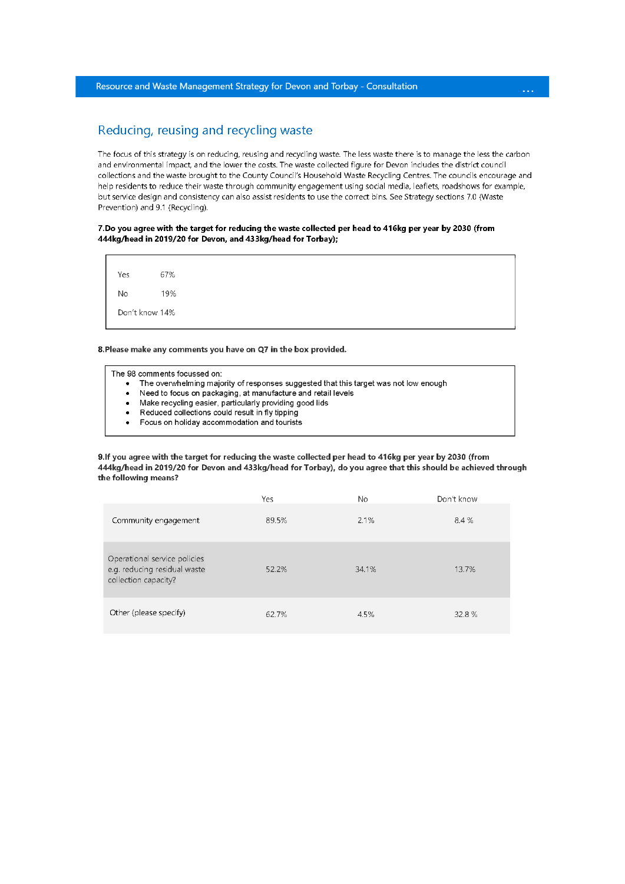## Reducing, reusing and recycling waste

The focus of this strategy is on reducing, reusing and recycling waste. The less waste there is to manage the less the carbon and environmental impact, and the lower the costs. The waste collected figure for Devon includes the district council collections and the waste brought to the County Council's Household Waste Recycling Centres. The councils encourage and help residents to reduce their waste through community engagement using social media, leaflets, roadshows for example, but service design and consistency can also assist residents to use the correct bins. See Strategy sections 7.0 (Waste Prevention) and 9.1 (Recycling).

**7.Do you agree with the target for reducing the waste collected per head to 416kg per year by 2030 (from 444kg/head in 2019/20 for Devon, and 433kg/head for Torbay);**

| | |
|---|---|
| Yes | 67% |
| No | 19% |
| Don't know | 14% |

**8.Please make any comments you have on Q7 in the box provided.**

The 98 comments focussed on:

- The overwhelming majority of responses suggested that this target was not low enough
- Need to focus on packaging, at manufacture and retail levels
- Make recycling easier, particularly providing good lids
- Reduced collections could result in fly tipping
- Focus on holiday accommodation and tourists

**9.If you agree with the target for reducing the waste collected per head to 416kg per year by 2030 (from 444kg/head in 2019/20 for Devon and 433kg/head for Torbay), do you agree that this should be achieved through the following means?**

| | Yes | No | Don't know |
|---|---|---|---|
| Community engagement | 89.5% | 2.1% | 8.4 % |
| Operational service policies e.g. reducing residual waste collection capacity? | 52.2% | 34.1% | 13.7% |
| Other (please specify) | 62.7% | 4.5% | 32.8 % |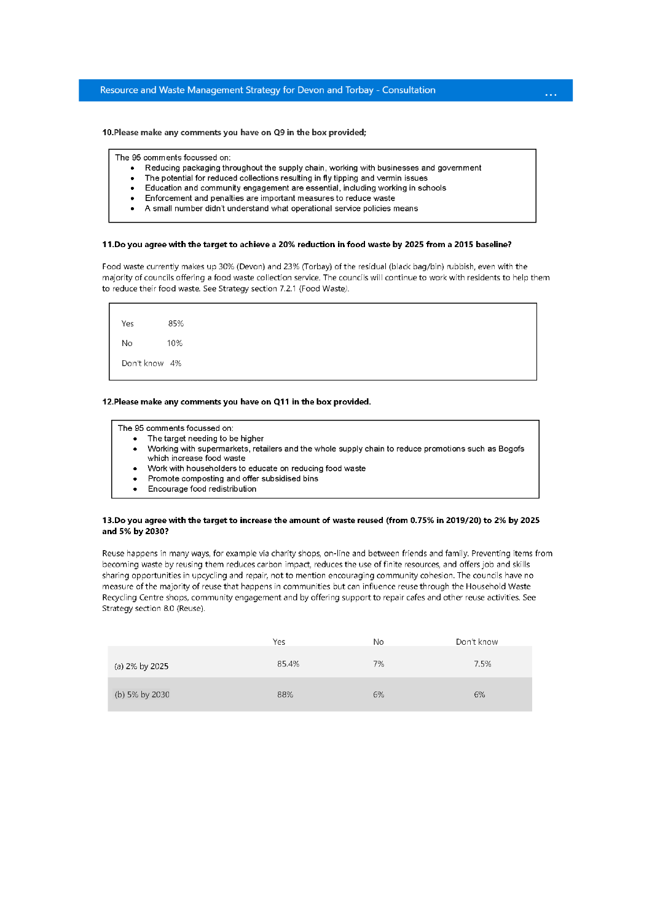**10.Please make any comments you have on Q9 in the box provided;**

The 95 comments focussed on:

- Reducing packaging throughout the supply chain, working with businesses and government
- The potential for reduced collections resulting in fly tipping and vermin issues
- Education and community engagement are essential, including working in schools
- Enforcement and penalties are important measures to reduce waste
- A small number didn't understand what operational service policies means

**11.Do you agree with the target to achieve a 20% reduction in food waste by 2025 from a 2015 baseline?**

Food waste currently makes up 30% (Devon) and 23% (Torbay) of the residual (black bag/bin) rubbish, even with the majority of councils offering a food waste collection service. The councils will continue to work with residents to help them to reduce their food waste. See Strategy section 7.2.1 (Food Waste).

| | |
|---|---|
| Yes | 85% |
| No | 10% |
| Don't know | 4% |

**12.Please make any comments you have on Q11 in the box provided.**

The 95 comments focussed on:

- The target needing to be higher
- Working with supermarkets, retailers and the whole supply chain to reduce promotions such as Bogofs which increase food waste
- Work with householders to educate on reducing food waste
- Promote composting and offer subsidised bins
- Encourage food redistribution

**13.Do you agree with the target to increase the amount of waste reused (from 0.75% in 2019/20) to 2% by 2025 and 5% by 2030?**

Reuse happens in many ways, for example via charity shops, on-line and between friends and family. Preventing items from becoming waste by reusing them reduces carbon impact, reduces the use of finite resources, and offers job and skills sharing opportunities in upcycling and repair, not to mention encouraging community cohesion. The councils have no measure of the majority of reuse that happens in communities but can influence reuse through the Household Waste Recycling Centre shops, community engagement and by offering support to repair cafes and other reuse activities. See Strategy section 8.0 (Reuse).

| | Yes | No | Don't know |
|---|---|---|---|
| (a) 2% by 2025 | 85.4% | 7% | 7.5% |
| (b) 5% by 2030 | 88% | 6% | 6% |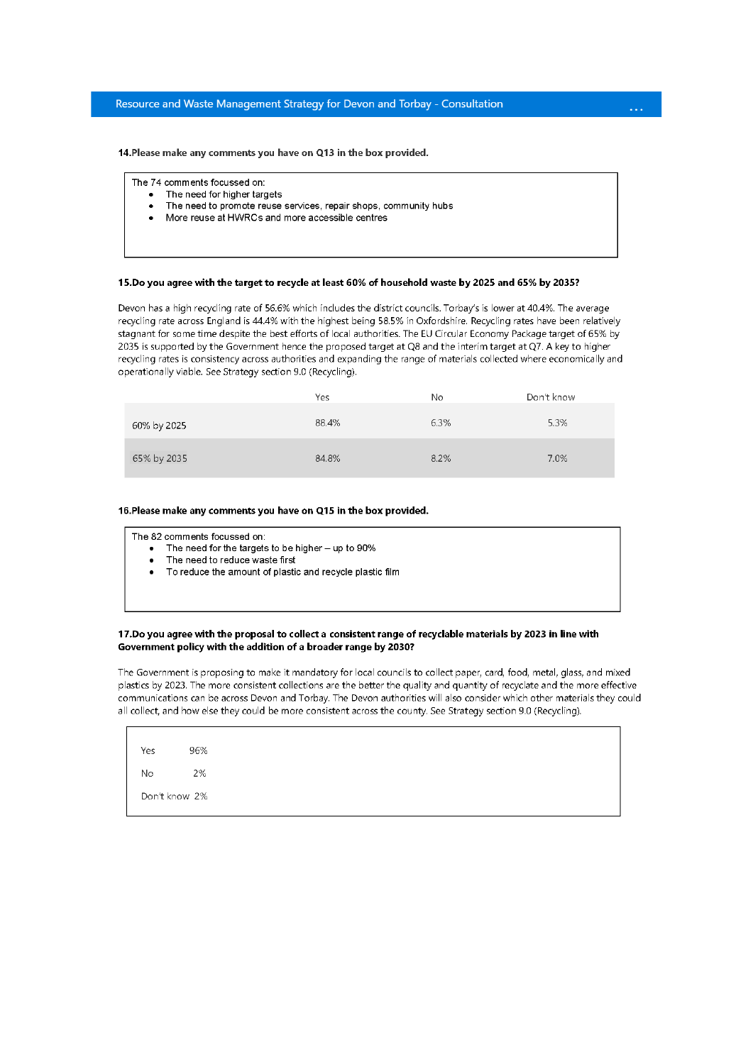**14.Please make any comments you have on Q13 in the box provided.**

The 74 comments focussed on:

- The need for higher targets
- The need to promote reuse services, repair shops, community hubs
- More reuse at HWRCs and more accessible centres

**15.Do you agree with the target to recycle at least 60% of household waste by 2025 and 65% by 2035?**

Devon has a high recycling rate of 56.6% which includes the district councils. Torbay's is lower at 40.4%. The average recycling rate across England is 44.4% with the highest being 58.5% in Oxfordshire. Recycling rates have been relatively stagnant for some time despite the best efforts of local authorities. The EU Circular Economy Package target of 65% by 2035 is supported by the Government hence the proposed target at Q8 and the interim target at Q7. A key to higher recycling rates is consistency across authorities and expanding the range of materials collected where economically and operationally viable. See Strategy section 9.0 (Recycling).

| | Yes | No | Don't know |
|---|---|---|---|
| 60% by 2025 | 88.4% | 6.3% | 5.3% |
| 65% by 2035 | 84.8% | 8.2% | 7.0% |

**16.Please make any comments you have on Q15 in the box provided.**

The 82 comments focussed on:

- The need for the targets to be higher – up to 90%
- The need to reduce waste first
- To reduce the amount of plastic and recycle plastic film

**17.Do you agree with the proposal to collect a consistent range of recyclable materials by 2023 in line with Government policy with the addition of a broader range by 2030?**

The Government is proposing to make it mandatory for local councils to collect paper, card, food, metal, glass, and mixed plastics by 2023. The more consistent collections are the better the quality and quantity of recyclate and the more effective communications can be across Devon and Torbay. The Devon authorities will also consider which other materials they could all collect, and how else they could be more consistent across the county. See Strategy section 9.0 (Recycling).

Yes 96%

No 2%

Don't know 2%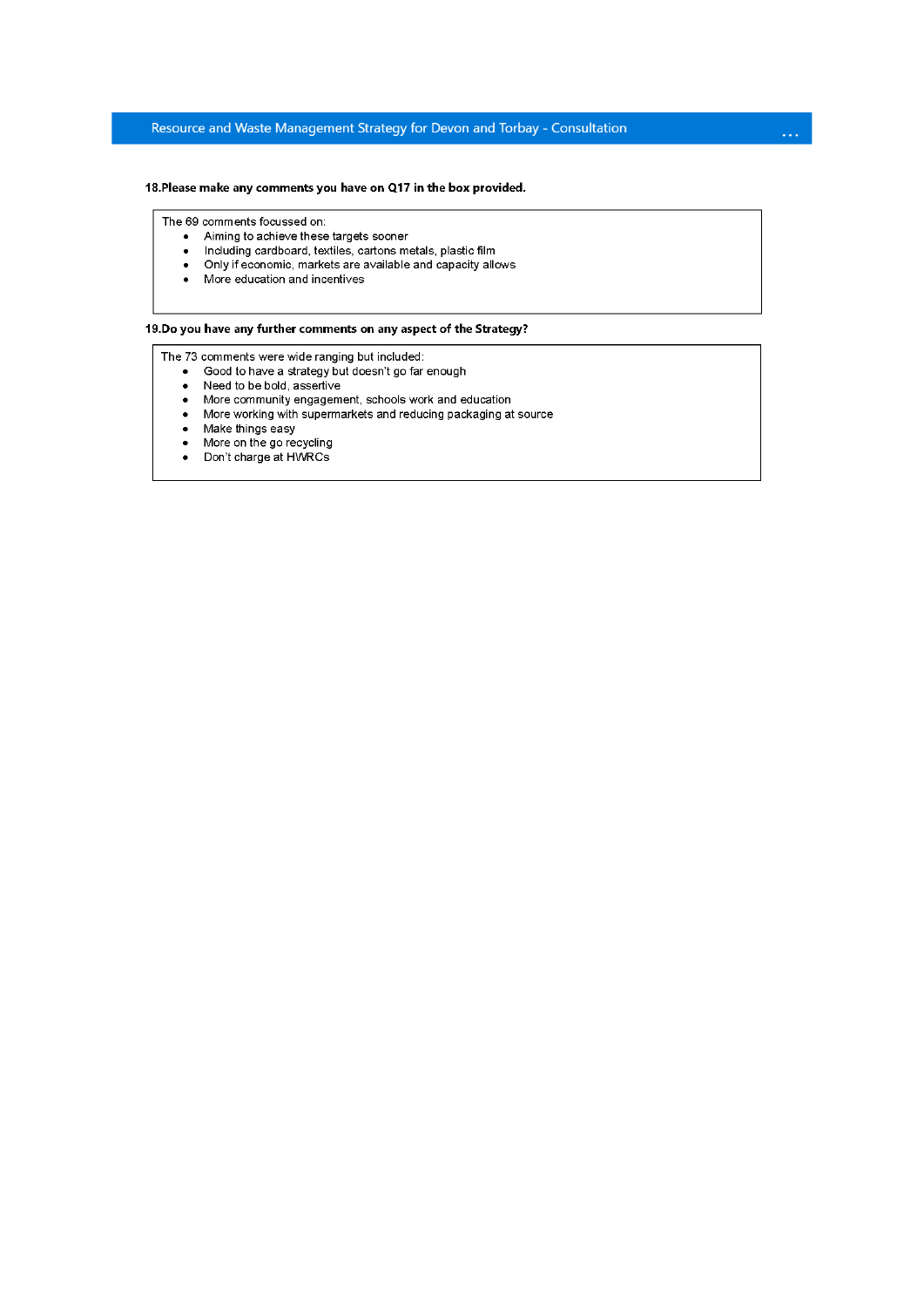**18.Please make any comments you have on Q17 in the box provided.**

The 69 comments focussed on:

- Aiming to achieve these targets sooner
- Including cardboard, textiles, cartons metals, plastic film
- Only if economic, markets are available and capacity allows
- More education and incentives

**19.Do you have any further comments on any aspect of the Strategy?**

The 73 comments were wide ranging but included:

- Good to have a strategy but doesn't go far enough
- Need to be bold, assertive
- More community engagement, schools work and education
- More working with supermarkets and reducing packaging at source
- Make things easy
- More on the go recycling
- Don't charge at HWRCs